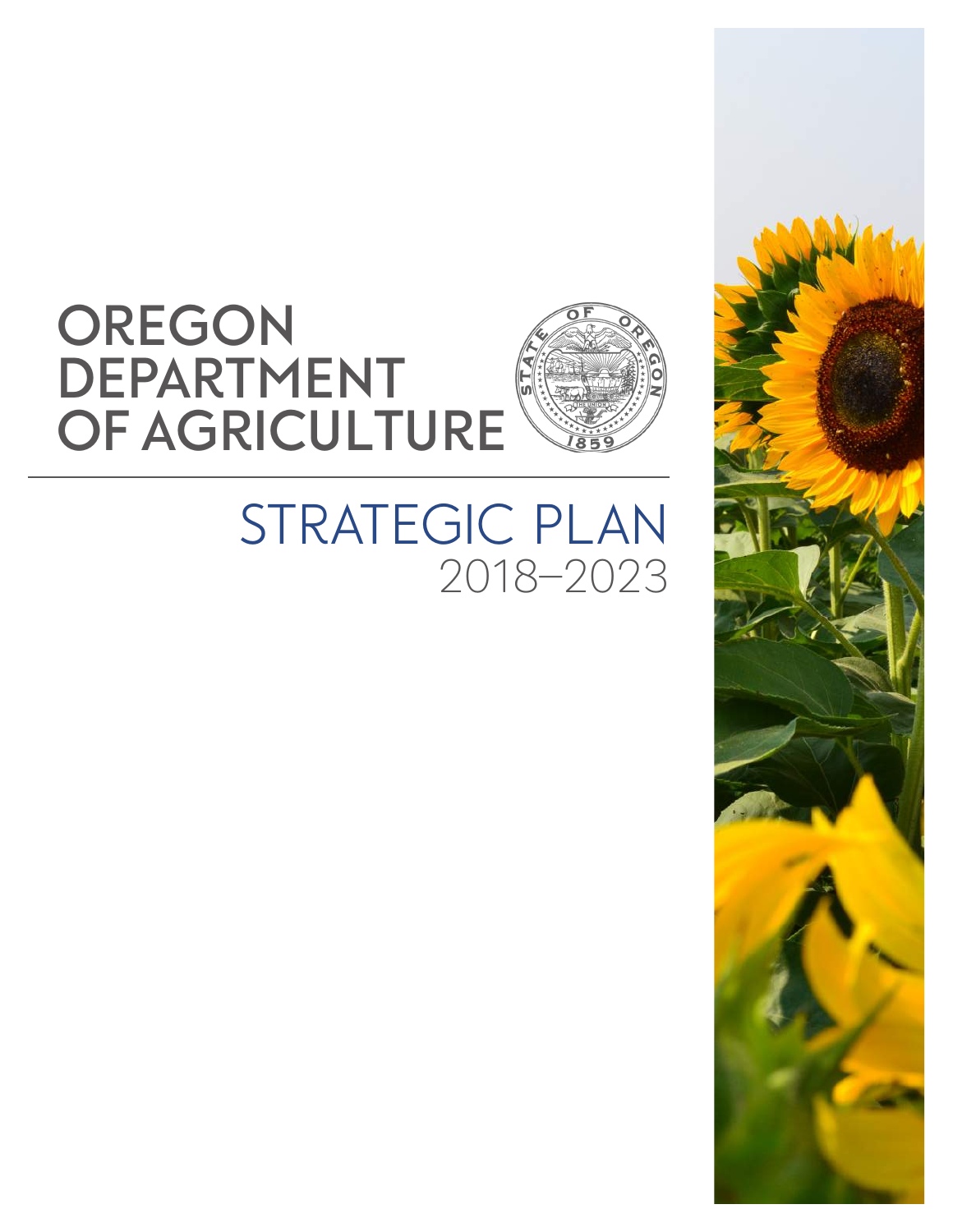# OREGON DEPARTMENT OF AGRICULTURE

## STRATEGIC PLAN 2018–2023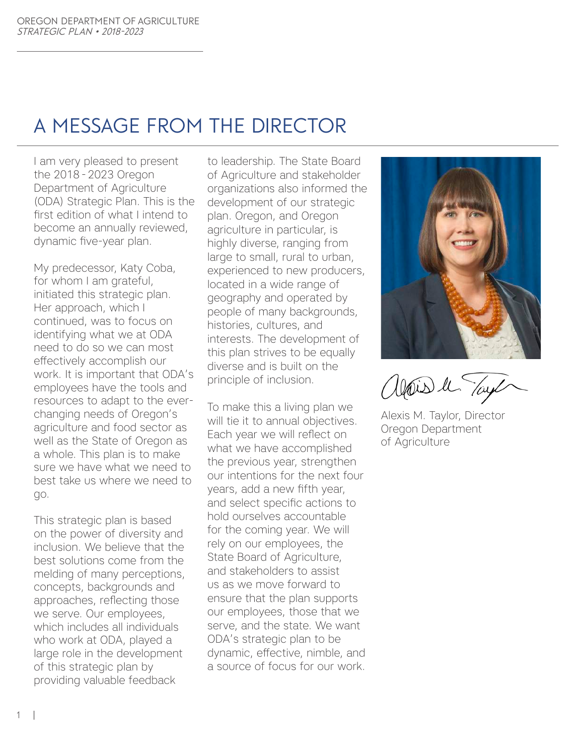# A MESSAGE FROM THE DIRECTOR

I am very pleased to present the 2018 - 2023 Oregon Department of Agriculture (ODA) Strategic Plan. This is the first edition of what I intend to become an annually reviewed, dynamic five-year plan.

My predecessor, Katy Coba, for whom I am grateful, initiated this strategic plan. Her approach, which I continued, was to focus on identifying what we at ODA need to do so we can most effectively accomplish our work. It is important that ODA's employees have the tools and resources to adapt to the ever-changing needs of Oregon's agriculture and food sector as well as the State of Oregon as a whole. This plan is to make sure we have what we need to best take us where we need to go.

This strategic plan is based on the power of diversity and inclusion. We believe that the best solutions come from the melding of many perceptions, concepts, backgrounds and approaches, reflecting those we serve. Our employees, which includes all individuals who work at ODA, played a large role in the development of this strategic plan by providing valuable feedback to leadership. The State Board of Agriculture and stakeholder organizations also informed the development of our strategic plan. Oregon, and Oregon agriculture in particular, is highly diverse, ranging from large to small, rural to urban, experienced to new producers, located in a wide range of geography and operated by people of many backgrounds, histories, cultures, and interests. The development of this plan strives to be equally diverse and is built on the principle of inclusion.

To make this a living plan we will tie it to annual objectives. Each year we will reflect on what we have accomplished the previous year, strengthen our intentions for the next four years, add a new fifth year, and select specific actions to hold ourselves accountable for the coming year. We will rely on our employees, the State Board of Agriculture, and stakeholders to assist us as we move forward to ensure that the plan supports our employees, those that we serve, and the state. We want ODA's strategic plan to be dynamic, effective, nimble, and a source of focus for our work.

Alexis M. Taylor, Director
Oregon Department of Agriculture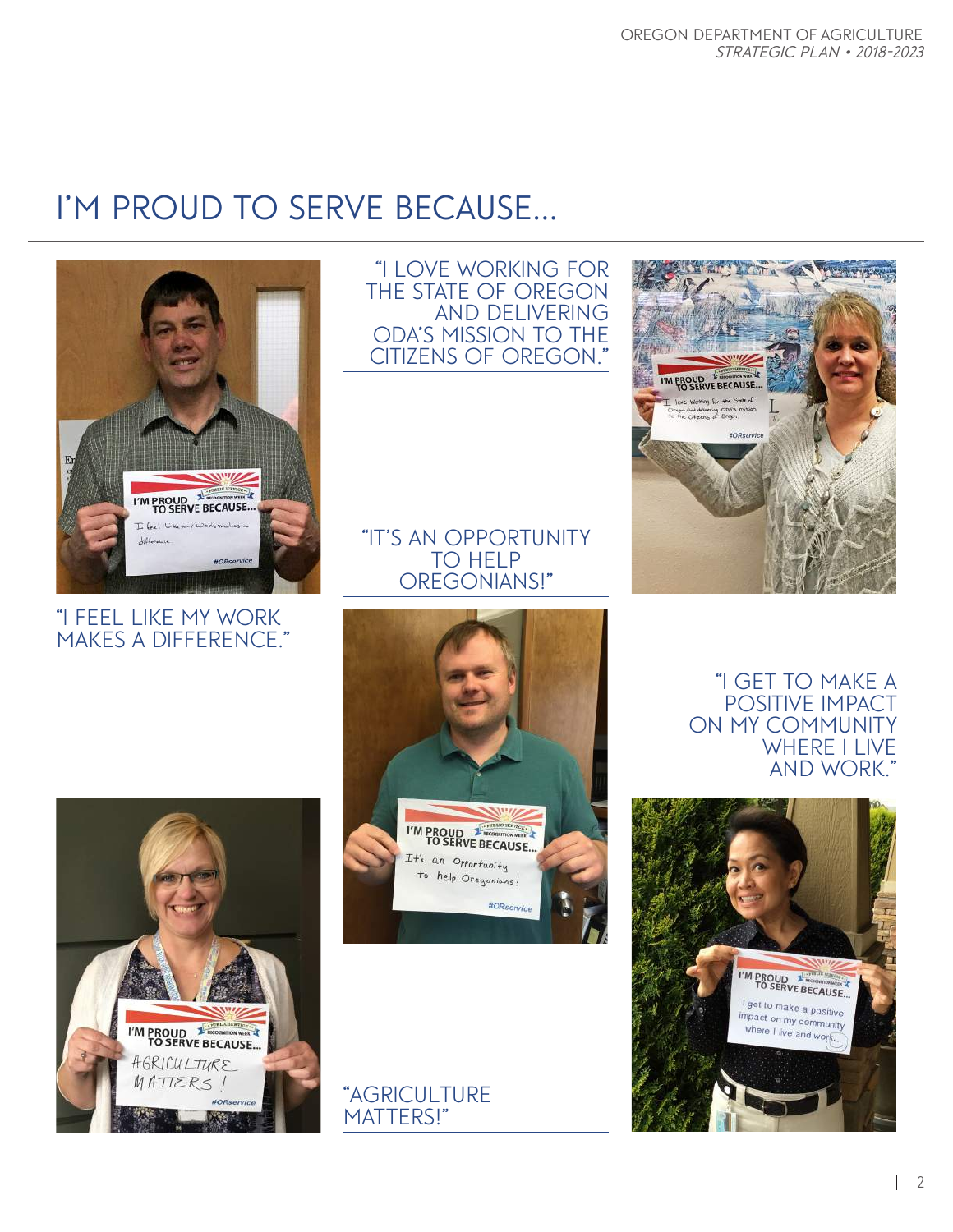# I'M PROUD TO SERVE BECAUSE...

"I FEEL LIKE MY WORK MAKES A DIFFERENCE."

"I LOVE WORKING FOR THE STATE OF OREGON AND DELIVERING ODA'S MISSION TO THE CITIZENS OF OREGON."

"IT'S AN OPPORTUNITY TO HELP OREGONIANS!"

"I GET TO MAKE A POSITIVE IMPACT ON MY COMMUNITY WHERE I LIVE AND WORK."

"AGRICULTURE MATTERS!"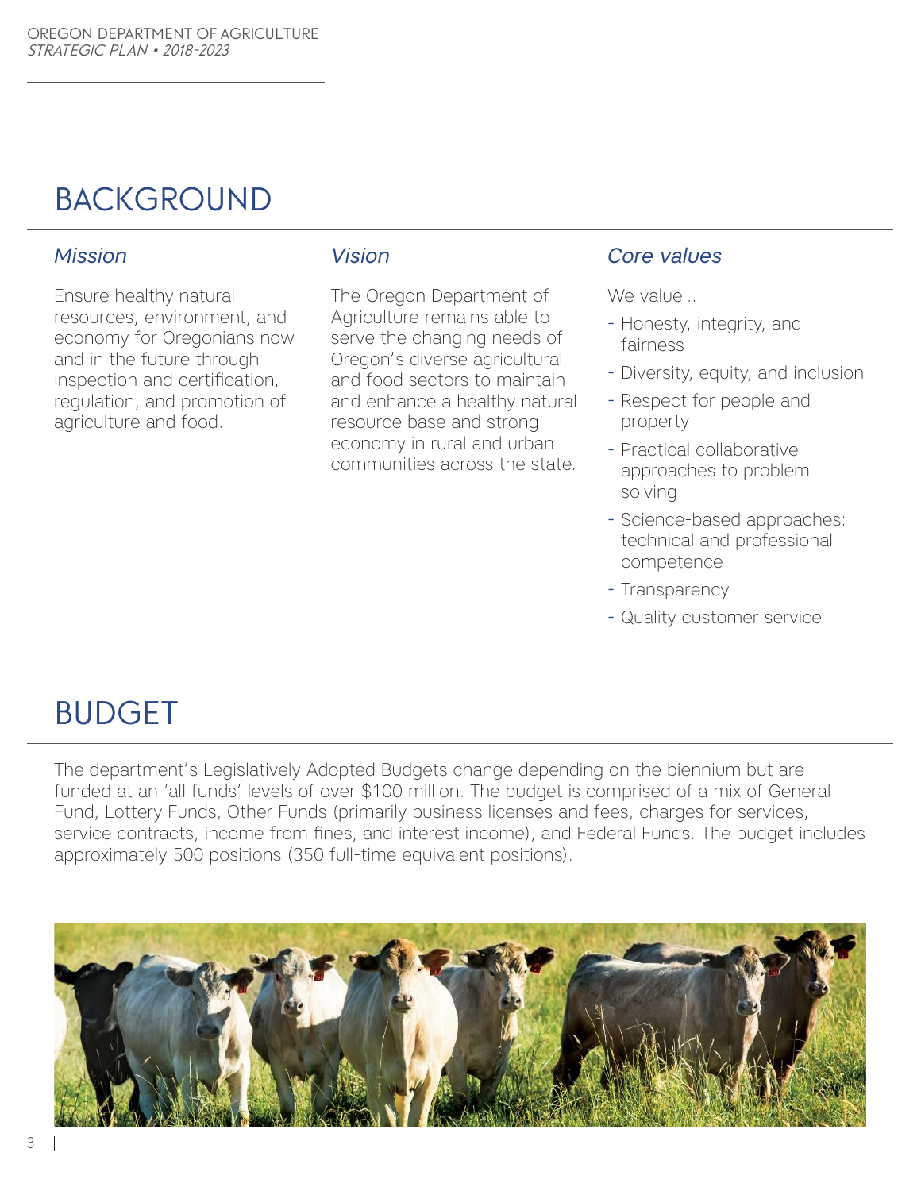# BACKGROUND

### *Mission*

Ensure healthy natural resources, environment, and economy for Oregonians now and in the future through inspection and certification, regulation, and promotion of agriculture and food.

### *Vision*

The Oregon Department of Agriculture remains able to serve the changing needs of Oregon's diverse agricultural and food sectors to maintain and enhance a healthy natural resource base and strong economy in rural and urban communities across the state.

### *Core values*

We value...

- Honesty, integrity, and fairness
- Diversity, equity, and inclusion
- Respect for people and property
- Practical collaborative approaches to problem solving
- Science-based approaches: technical and professional competence
- Transparency
- Quality customer service

# BUDGET

The department's Legislatively Adopted Budgets change depending on the biennium but are funded at an 'all funds' levels of over $100 million. The budget is comprised of a mix of General Fund, Lottery Funds, Other Funds (primarily business licenses and fees, charges for services, service contracts, income from fines, and interest income), and Federal Funds. The budget includes approximately 500 positions (350 full-time equivalent positions).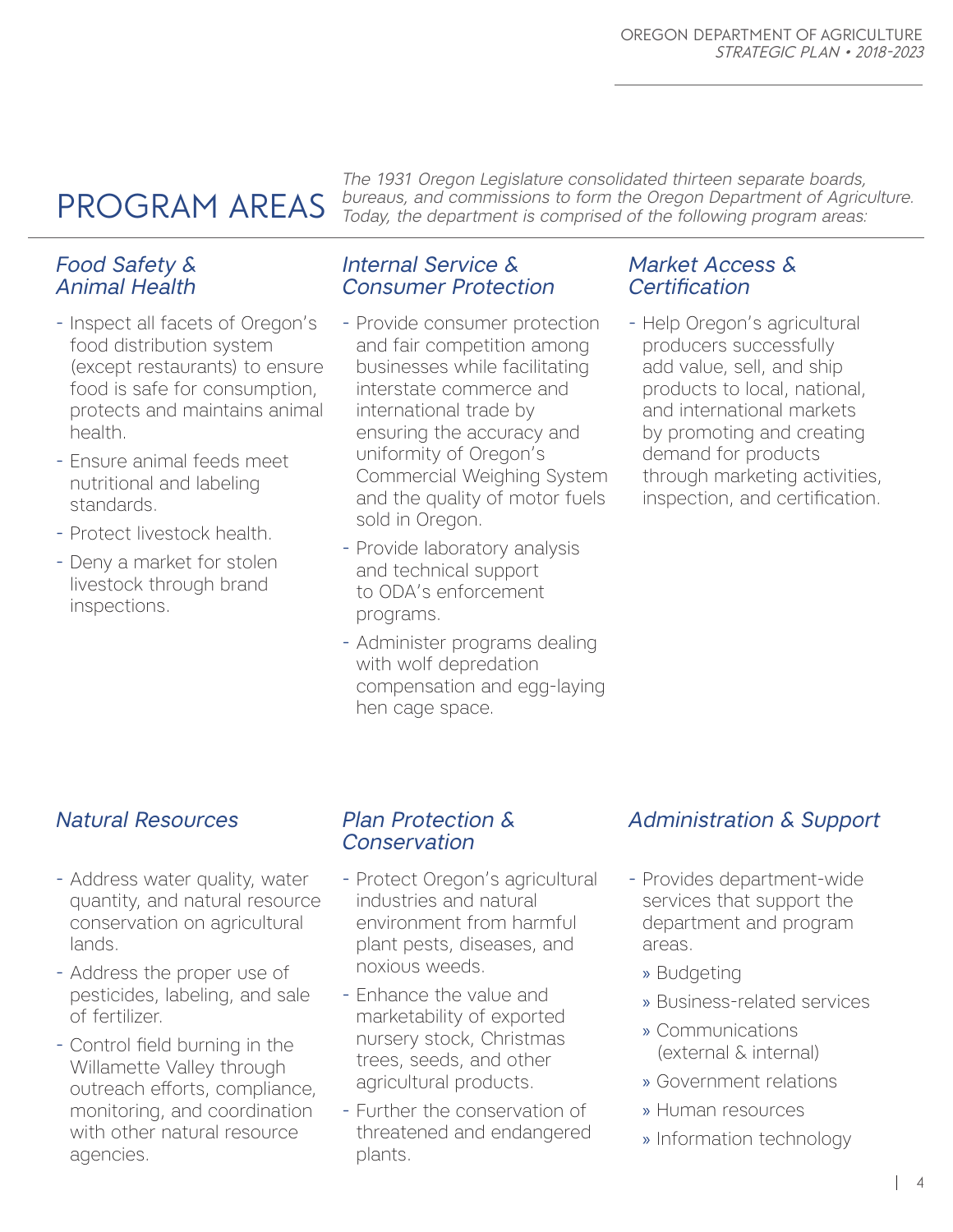# PROGRAM AREAS

*The 1931 Oregon Legislature consolidated thirteen separate boards, bureaus, and commissions to form the Oregon Department of Agriculture. Today, the department is comprised of the following program areas:*

## *Food Safety & Animal Health*

- Inspect all facets of Oregon's food distribution system (except restaurants) to ensure food is safe for consumption, protects and maintains animal health.
- Ensure animal feeds meet nutritional and labeling standards.
- Protect livestock health.
- Deny a market for stolen livestock through brand inspections.

## *Internal Service & Consumer Protection*

- Provide consumer protection and fair competition among businesses while facilitating interstate commerce and international trade by ensuring the accuracy and uniformity of Oregon's Commercial Weighing System and the quality of motor fuels sold in Oregon.
- Provide laboratory analysis and technical support to ODA's enforcement programs.
- Administer programs dealing with wolf depredation compensation and egg-laying hen cage space.

## *Market Access & Certification*

- Help Oregon's agricultural producers successfully add value, sell, and ship products to local, national, and international markets by promoting and creating demand for products through marketing activities, inspection, and certification.

## *Natural Resources*

- Address water quality, water quantity, and natural resource conservation on agricultural lands.
- Address the proper use of pesticides, labeling, and sale of fertilizer.
- Control field burning in the Willamette Valley through outreach efforts, compliance, monitoring, and coordination with other natural resource agencies.

## *Plan Protection & Conservation*

- Protect Oregon's agricultural industries and natural environment from harmful plant pests, diseases, and noxious weeds.
- Enhance the value and marketability of exported nursery stock, Christmas trees, seeds, and other agricultural products.
- Further the conservation of threatened and endangered plants.

## *Administration & Support*

- Provides department-wide services that support the department and program areas.
  - Budgeting
  - Business-related services
  - Communications (external & internal)
  - Government relations
  - Human resources
  - Information technology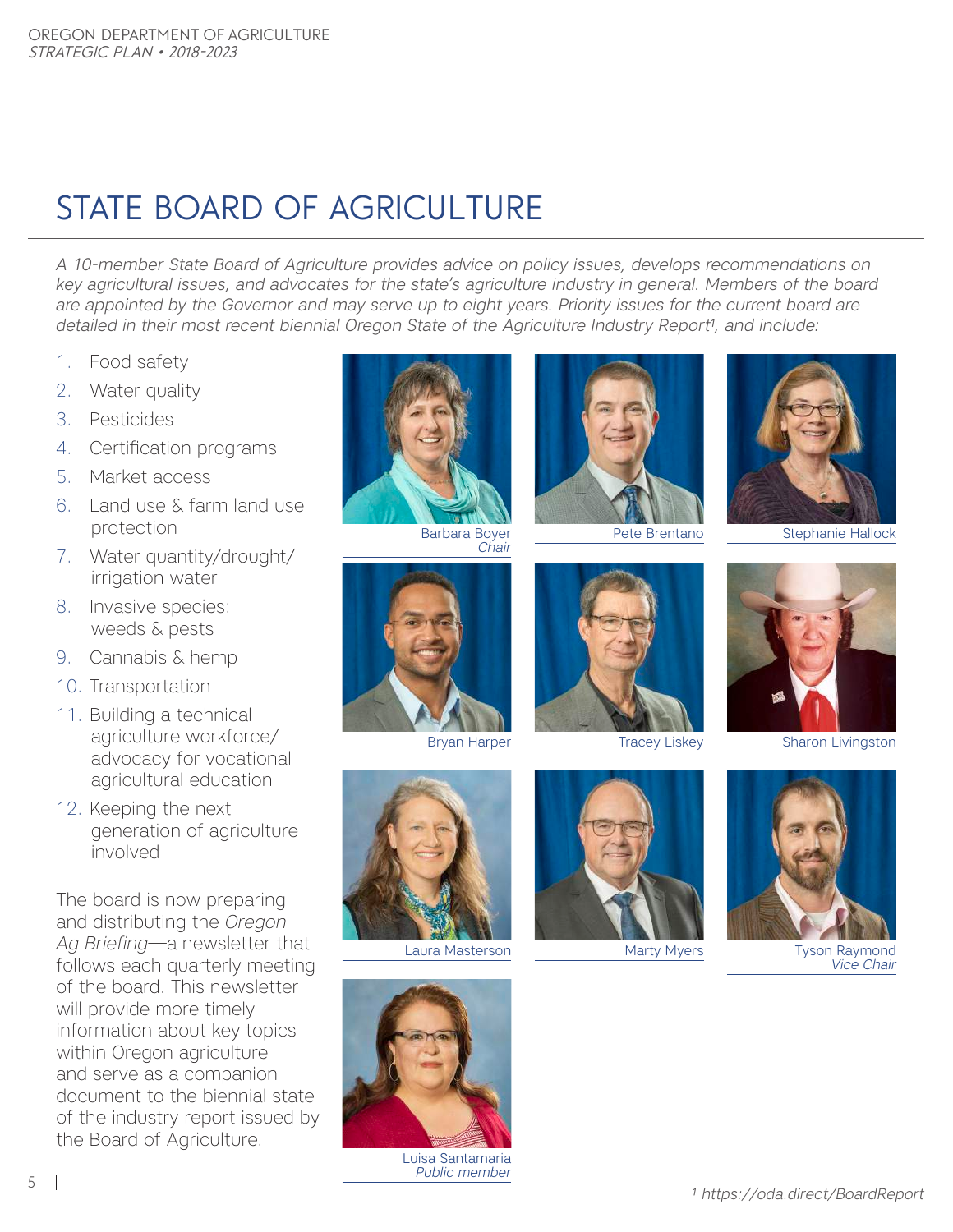# STATE BOARD OF AGRICULTURE

*A 10-member State Board of Agriculture provides advice on policy issues, develops recommendations on key agricultural issues, and advocates for the state's agriculture industry in general. Members of the board are appointed by the Governor and may serve up to eight years. Priority issues for the current board are detailed in their most recent biennial Oregon State of the Agriculture Industry Report[1], and include:*

1. Food safety
2. Water quality
3. Pesticides
4. Certification programs
5. Market access
6. Land use & farm land use protection
7. Water quantity/drought/irrigation water
8. Invasive species: weeds & pests
9. Cannabis & hemp
10. Transportation
11. Building a technical agriculture workforce/advocacy for vocational agricultural education
12. Keeping the next generation of agriculture involved

The board is now preparing and distributing the *Oregon Ag Briefing*—a newsletter that follows each quarterly meeting of the board. This newsletter will provide more timely information about key topics within Oregon agriculture and serve as a companion document to the biennial state of the industry report issued by the Board of Agriculture.

Barbara Boyer
*Chair*

Pete Brentano

Stephanie Hallock

Bryan Harper

Tracey Liskey

Sharon Livingston

Laura Masterson

Marty Myers

Tyson Raymond
*Vice Chair*

Luisa Santamaria
*Public member*

[1] https://oda.direct/BoardReport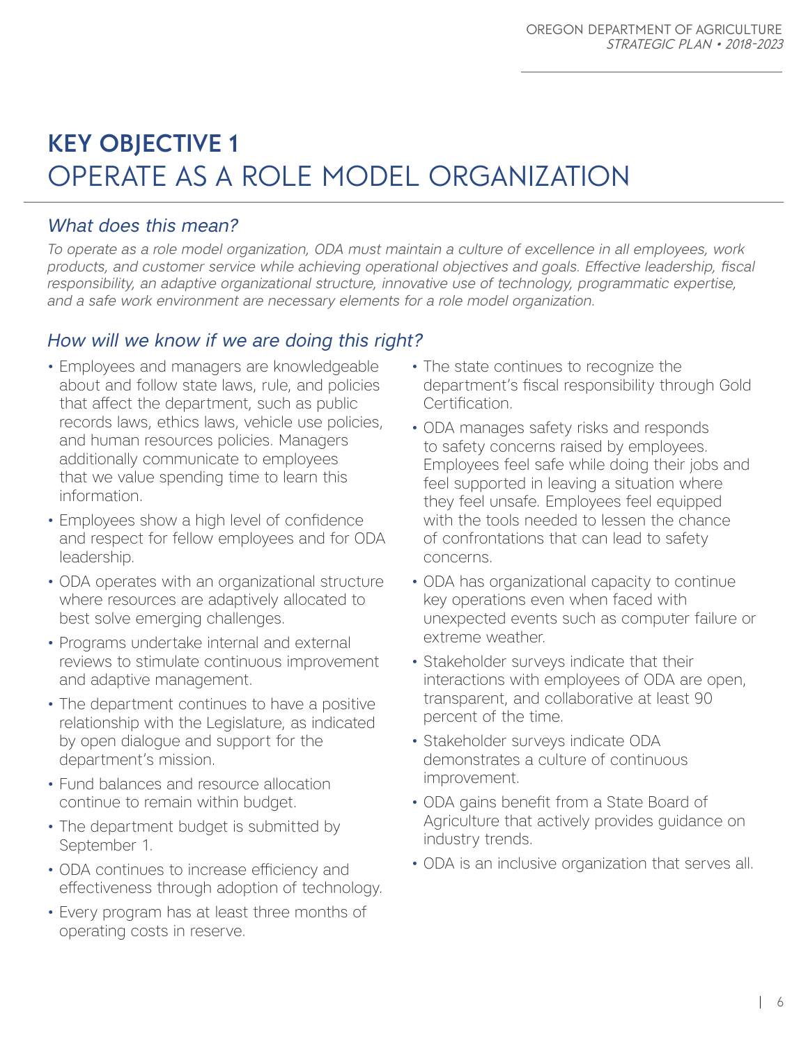# KEY OBJECTIVE 1
# OPERATE AS A ROLE MODEL ORGANIZATION

## *What does this mean?*

*To operate as a role model organization, ODA must maintain a culture of excellence in all employees, work products, and customer service while achieving operational objectives and goals. Effective leadership, fiscal responsibility, an adaptive organizational structure, innovative use of technology, programmatic expertise, and a safe work environment are necessary elements for a role model organization.*

## *How will we know if we are doing this right?*

- Employees and managers are knowledgeable about and follow state laws, rule, and policies that affect the department, such as public records laws, ethics laws, vehicle use policies, and human resources policies. Managers additionally communicate to employees that we value spending time to learn this information.
- Employees show a high level of confidence and respect for fellow employees and for ODA leadership.
- ODA operates with an organizational structure where resources are adaptively allocated to best solve emerging challenges.
- Programs undertake internal and external reviews to stimulate continuous improvement and adaptive management.
- The department continues to have a positive relationship with the Legislature, as indicated by open dialogue and support for the department's mission.
- Fund balances and resource allocation continue to remain within budget.
- The department budget is submitted by September 1.
- ODA continues to increase efficiency and effectiveness through adoption of technology.
- Every program has at least three months of operating costs in reserve.
- The state continues to recognize the department's fiscal responsibility through Gold Certification.
- ODA manages safety risks and responds to safety concerns raised by employees. Employees feel safe while doing their jobs and feel supported in leaving a situation where they feel unsafe. Employees feel equipped with the tools needed to lessen the chance of confrontations that can lead to safety concerns.
- ODA has organizational capacity to continue key operations even when faced with unexpected events such as computer failure or extreme weather.
- Stakeholder surveys indicate that their interactions with employees of ODA are open, transparent, and collaborative at least 90 percent of the time.
- Stakeholder surveys indicate ODA demonstrates a culture of continuous improvement.
- ODA gains benefit from a State Board of Agriculture that actively provides guidance on industry trends.
- ODA is an inclusive organization that serves all.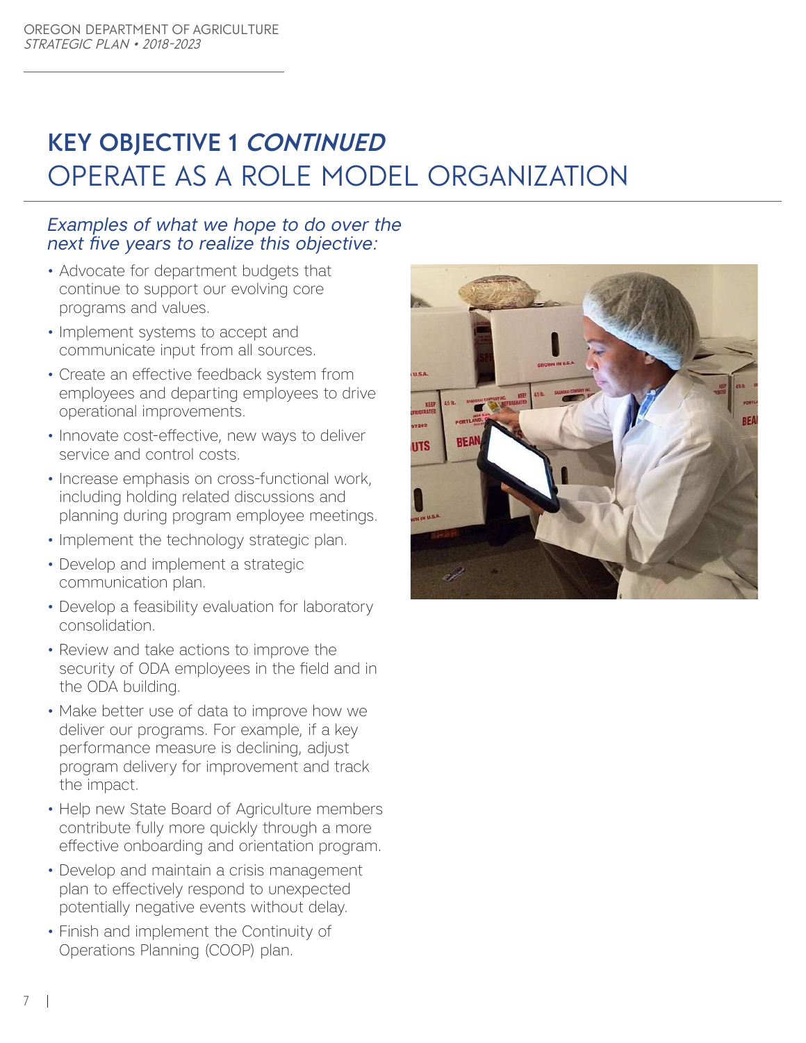# KEY OBJECTIVE 1 *CONTINUED*
## OPERATE AS A ROLE MODEL ORGANIZATION

*Examples of what we hope to do over the next five years to realize this objective:*

- Advocate for department budgets that continue to support our evolving core programs and values.
- Implement systems to accept and communicate input from all sources.
- Create an effective feedback system from employees and departing employees to drive operational improvements.
- Innovate cost-effective, new ways to deliver service and control costs.
- Increase emphasis on cross-functional work, including holding related discussions and planning during program employee meetings.
- Implement the technology strategic plan.
- Develop and implement a strategic communication plan.
- Develop a feasibility evaluation for laboratory consolidation.
- Review and take actions to improve the security of ODA employees in the field and in the ODA building.
- Make better use of data to improve how we deliver our programs. For example, if a key performance measure is declining, adjust program delivery for improvement and track the impact.
- Help new State Board of Agriculture members contribute fully more quickly through a more effective onboarding and orientation program.
- Develop and maintain a crisis management plan to effectively respond to unexpected potentially negative events without delay.
- Finish and implement the Continuity of Operations Planning (COOP) plan.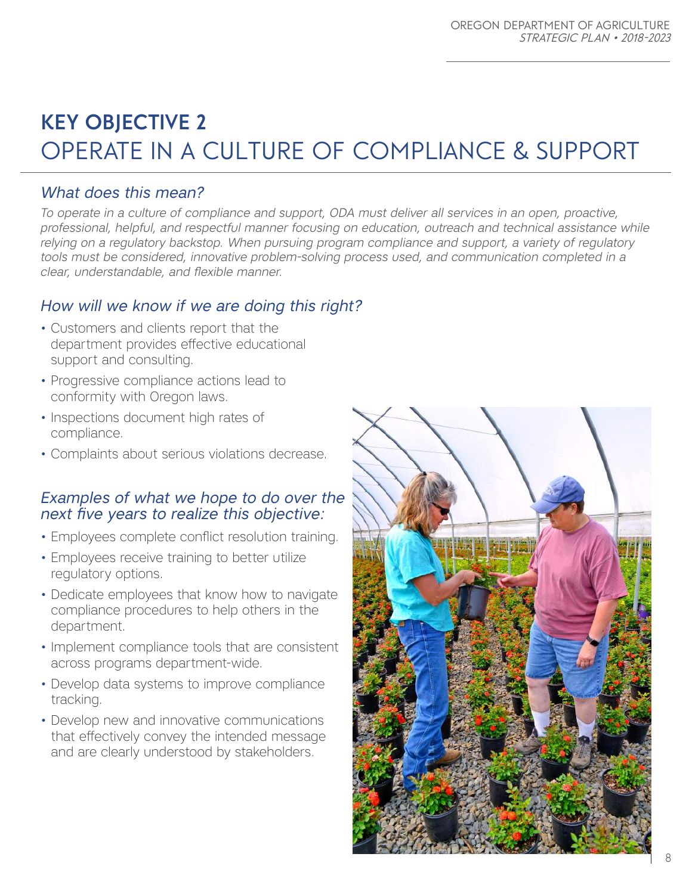# KEY OBJECTIVE 2
# OPERATE IN A CULTURE OF COMPLIANCE & SUPPORT

## *What does this mean?*

*To operate in a culture of compliance and support, ODA must deliver all services in an open, proactive, professional, helpful, and respectful manner focusing on education, outreach and technical assistance while relying on a regulatory backstop. When pursuing program compliance and support, a variety of regulatory tools must be considered, innovative problem-solving process used, and communication completed in a clear, understandable, and flexible manner.*

## *How will we know if we are doing this right?*

- Customers and clients report that the department provides effective educational support and consulting.
- Progressive compliance actions lead to conformity with Oregon laws.
- Inspections document high rates of compliance.
- Complaints about serious violations decrease.

## *Examples of what we hope to do over the next five years to realize this objective:*

- Employees complete conflict resolution training.
- Employees receive training to better utilize regulatory options.
- Dedicate employees that know how to navigate compliance procedures to help others in the department.
- Implement compliance tools that are consistent across programs department-wide.
- Develop data systems to improve compliance tracking.
- Develop new and innovative communications that effectively convey the intended message and are clearly understood by stakeholders.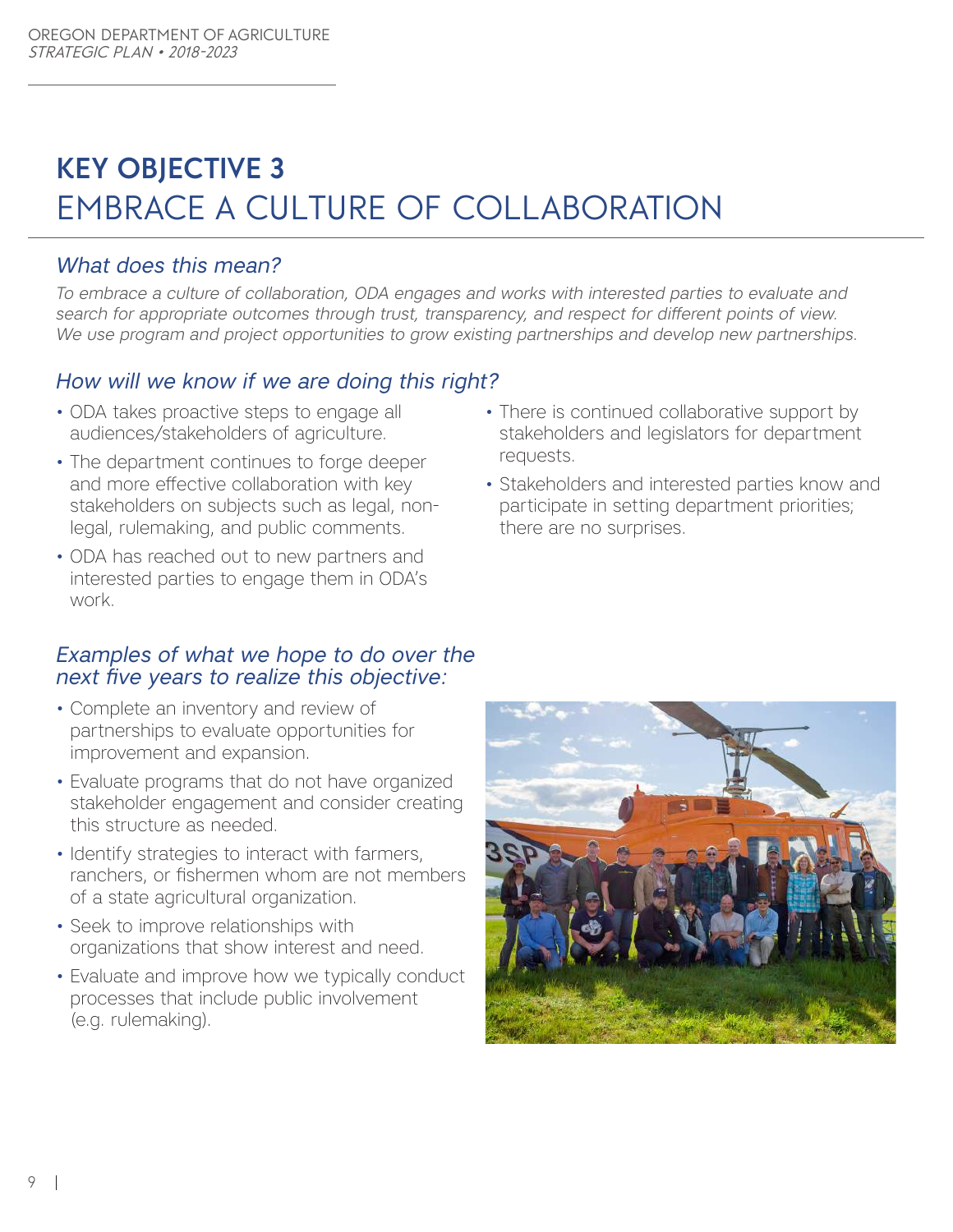# KEY OBJECTIVE 3
# EMBRACE A CULTURE OF COLLABORATION

## *What does this mean?*

*To embrace a culture of collaboration, ODA engages and works with interested parties to evaluate and search for appropriate outcomes through trust, transparency, and respect for different points of view. We use program and project opportunities to grow existing partnerships and develop new partnerships.*

## *How will we know if we are doing this right?*

- ODA takes proactive steps to engage all audiences/stakeholders of agriculture.
- The department continues to forge deeper and more effective collaboration with key stakeholders on subjects such as legal, non-legal, rulemaking, and public comments.
- ODA has reached out to new partners and interested parties to engage them in ODA's work.
- There is continued collaborative support by stakeholders and legislators for department requests.
- Stakeholders and interested parties know and participate in setting department priorities; there are no surprises.

## *Examples of what we hope to do over the next five years to realize this objective:*

- Complete an inventory and review of partnerships to evaluate opportunities for improvement and expansion.
- Evaluate programs that do not have organized stakeholder engagement and consider creating this structure as needed.
- Identify strategies to interact with farmers, ranchers, or fishermen whom are not members of a state agricultural organization.
- Seek to improve relationships with organizations that show interest and need.
- Evaluate and improve how we typically conduct processes that include public involvement (e.g. rulemaking).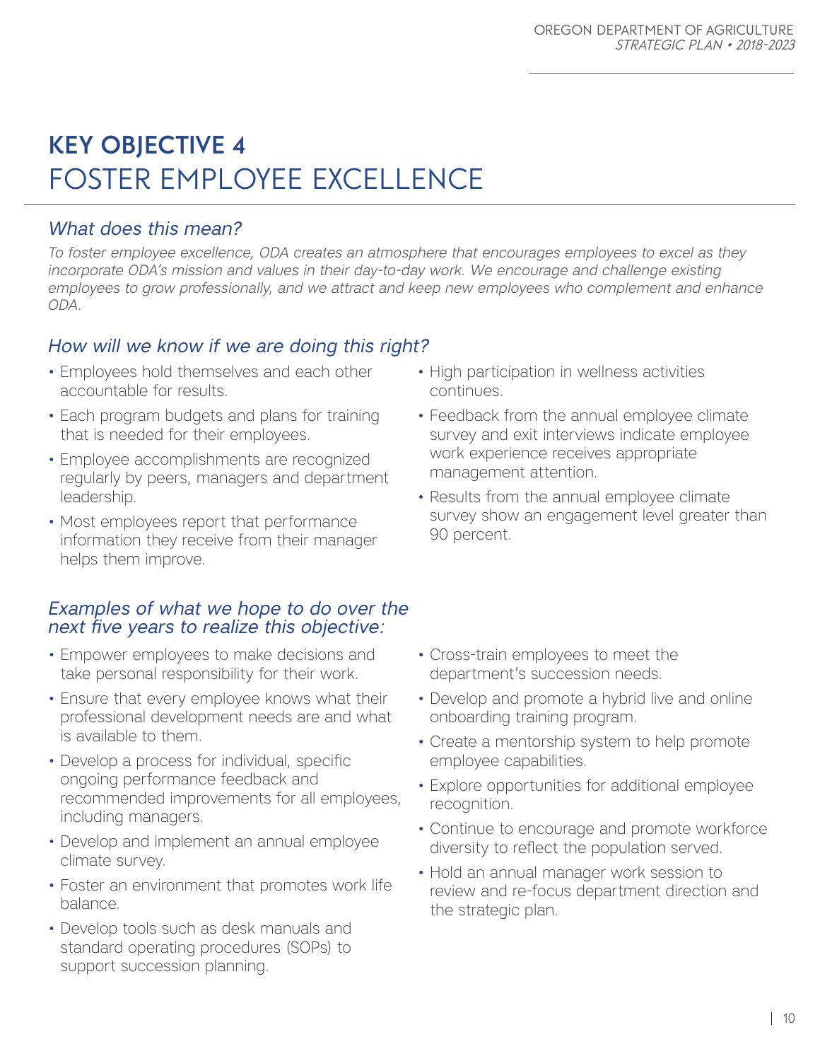# KEY OBJECTIVE 4
# FOSTER EMPLOYEE EXCELLENCE

## *What does this mean?*

*To foster employee excellence, ODA creates an atmosphere that encourages employees to excel as they incorporate ODA's mission and values in their day-to-day work. We encourage and challenge existing employees to grow professionally, and we attract and keep new employees who complement and enhance ODA.*

## *How will we know if we are doing this right?*

- Employees hold themselves and each other accountable for results.
- Each program budgets and plans for training that is needed for their employees.
- Employee accomplishments are recognized regularly by peers, managers and department leadership.
- Most employees report that performance information they receive from their manager helps them improve.
- High participation in wellness activities continues.
- Feedback from the annual employee climate survey and exit interviews indicate employee work experience receives appropriate management attention.
- Results from the annual employee climate survey show an engagement level greater than 90 percent.

## *Examples of what we hope to do over the next five years to realize this objective:*

- Empower employees to make decisions and take personal responsibility for their work.
- Ensure that every employee knows what their professional development needs are and what is available to them.
- Develop a process for individual, specific ongoing performance feedback and recommended improvements for all employees, including managers.
- Develop and implement an annual employee climate survey.
- Foster an environment that promotes work life balance.
- Develop tools such as desk manuals and standard operating procedures (SOPs) to support succession planning.
- Cross-train employees to meet the department's succession needs.
- Develop and promote a hybrid live and online onboarding training program.
- Create a mentorship system to help promote employee capabilities.
- Explore opportunities for additional employee recognition.
- Continue to encourage and promote workforce diversity to reflect the population served.
- Hold an annual manager work session to review and re-focus department direction and the strategic plan.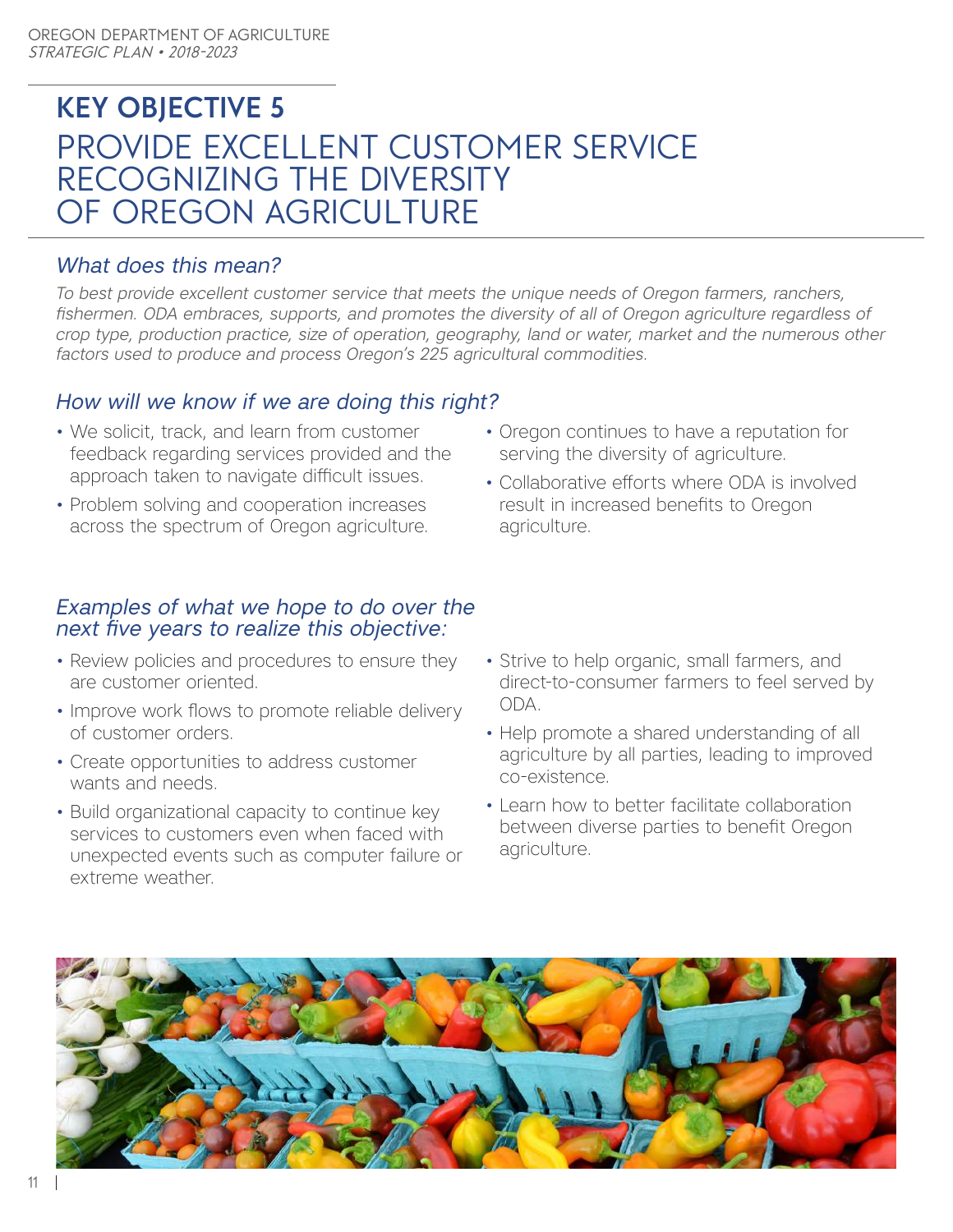# KEY OBJECTIVE 5

# PROVIDE EXCELLENT CUSTOMER SERVICE RECOGNIZING THE DIVERSITY OF OREGON AGRICULTURE

## *What does this mean?*

*To best provide excellent customer service that meets the unique needs of Oregon farmers, ranchers, fishermen. ODA embraces, supports, and promotes the diversity of all of Oregon agriculture regardless of crop type, production practice, size of operation, geography, land or water, market and the numerous other factors used to produce and process Oregon's 225 agricultural commodities.*

## *How will we know if we are doing this right?*

- We solicit, track, and learn from customer feedback regarding services provided and the approach taken to navigate difficult issues.
- Problem solving and cooperation increases across the spectrum of Oregon agriculture.
- Oregon continues to have a reputation for serving the diversity of agriculture.
- Collaborative efforts where ODA is involved result in increased benefits to Oregon agriculture.

## *Examples of what we hope to do over the next five years to realize this objective:*

- Review policies and procedures to ensure they are customer oriented.
- Improve work flows to promote reliable delivery of customer orders.
- Create opportunities to address customer wants and needs.
- Build organizational capacity to continue key services to customers even when faced with unexpected events such as computer failure or extreme weather.
- Strive to help organic, small farmers, and direct-to-consumer farmers to feel served by ODA.
- Help promote a shared understanding of all agriculture by all parties, leading to improved co-existence.
- Learn how to better facilitate collaboration between diverse parties to benefit Oregon agriculture.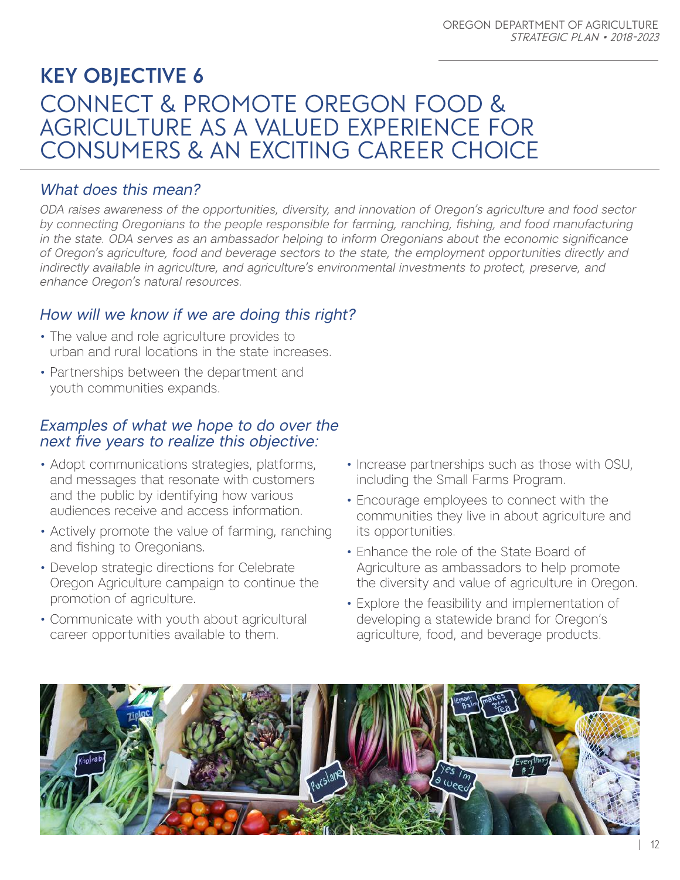# KEY OBJECTIVE 6

## CONNECT & PROMOTE OREGON FOOD & AGRICULTURE AS A VALUED EXPERIENCE FOR CONSUMERS & AN EXCITING CAREER CHOICE

### *What does this mean?*

*ODA raises awareness of the opportunities, diversity, and innovation of Oregon's agriculture and food sector by connecting Oregonians to the people responsible for farming, ranching, fishing, and food manufacturing in the state. ODA serves as an ambassador helping to inform Oregonians about the economic significance of Oregon's agriculture, food and beverage sectors to the state, the employment opportunities directly and indirectly available in agriculture, and agriculture's environmental investments to protect, preserve, and enhance Oregon's natural resources.*

### *How will we know if we are doing this right?*

- The value and role agriculture provides to urban and rural locations in the state increases.
- Partnerships between the department and youth communities expands.

### *Examples of what we hope to do over the next five years to realize this objective:*

- Adopt communications strategies, platforms, and messages that resonate with customers and the public by identifying how various audiences receive and access information.
- Actively promote the value of farming, ranching and fishing to Oregonians.
- Develop strategic directions for Celebrate Oregon Agriculture campaign to continue the promotion of agriculture.
- Communicate with youth about agricultural career opportunities available to them.
- Increase partnerships such as those with OSU, including the Small Farms Program.
- Encourage employees to connect with the communities they live in about agriculture and its opportunities.
- Enhance the role of the State Board of Agriculture as ambassadors to help promote the diversity and value of agriculture in Oregon.
- Explore the feasibility and implementation of developing a statewide brand for Oregon's agriculture, food, and beverage products.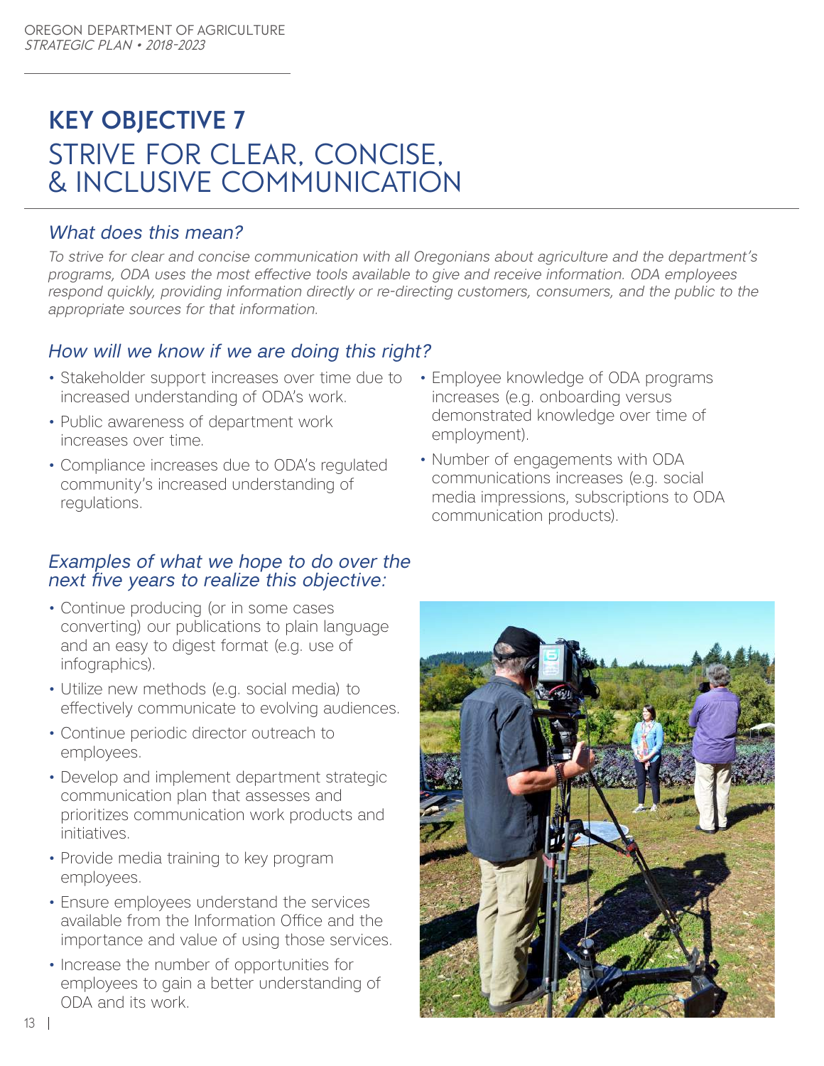# KEY OBJECTIVE 7
## STRIVE FOR CLEAR, CONCISE, & INCLUSIVE COMMUNICATION

### *What does this mean?*

*To strive for clear and concise communication with all Oregonians about agriculture and the department's programs, ODA uses the most effective tools available to give and receive information. ODA employees respond quickly, providing information directly or re-directing customers, consumers, and the public to the appropriate sources for that information.*

### *How will we know if we are doing this right?*

- Stakeholder support increases over time due to increased understanding of ODA's work.
- Public awareness of department work increases over time.
- Compliance increases due to ODA's regulated community's increased understanding of regulations.
- Employee knowledge of ODA programs increases (e.g. onboarding versus demonstrated knowledge over time of employment).
- Number of engagements with ODA communications increases (e.g. social media impressions, subscriptions to ODA communication products).

### *Examples of what we hope to do over the next five years to realize this objective:*

- Continue producing (or in some cases converting) our publications to plain language and an easy to digest format (e.g. use of infographics).
- Utilize new methods (e.g. social media) to effectively communicate to evolving audiences.
- Continue periodic director outreach to employees.
- Develop and implement department strategic communication plan that assesses and prioritizes communication work products and initiatives.
- Provide media training to key program employees.
- Ensure employees understand the services available from the Information Office and the importance and value of using those services.
- Increase the number of opportunities for employees to gain a better understanding of ODA and its work.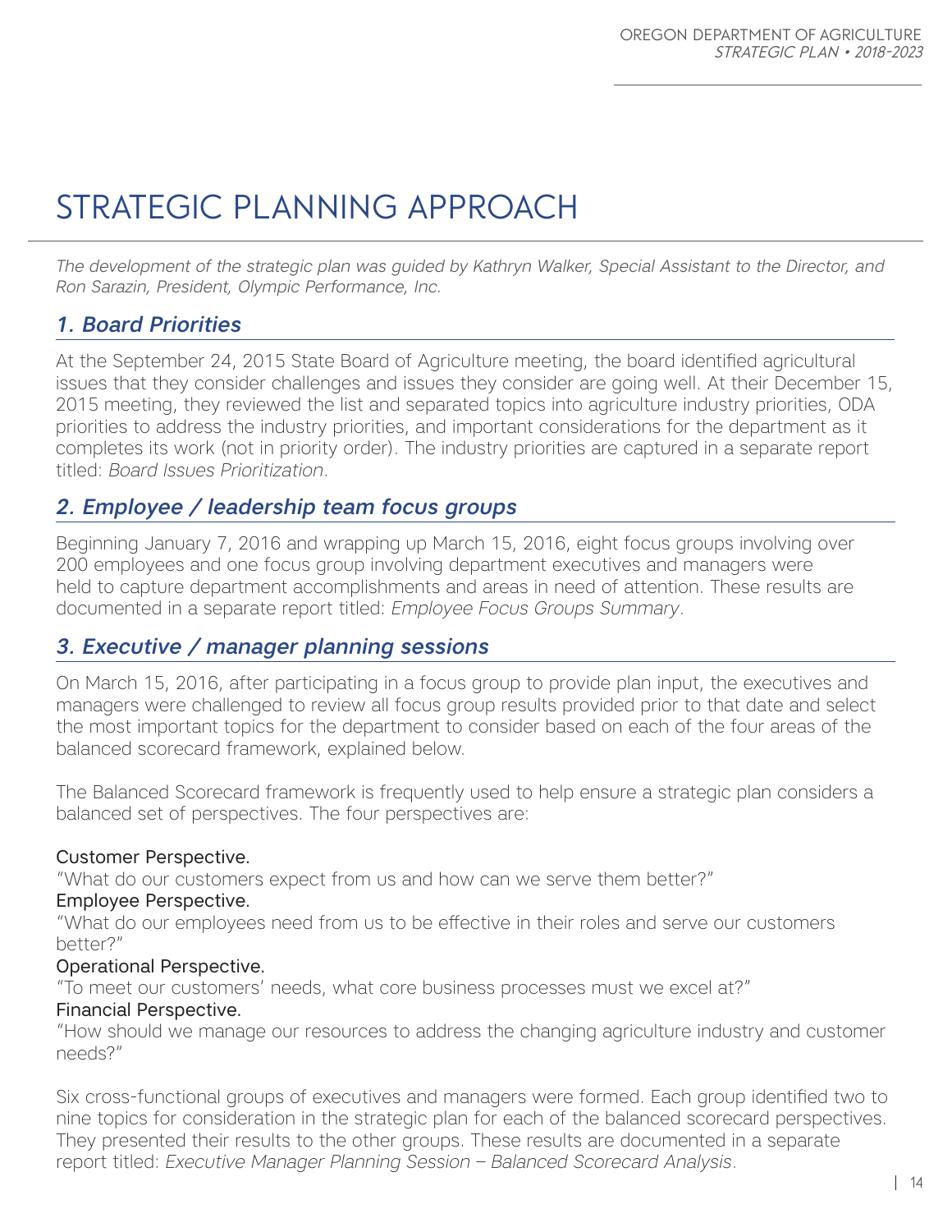# STRATEGIC PLANNING APPROACH

*The development of the strategic plan was guided by Kathryn Walker, Special Assistant to the Director, and Ron Sarazin, President, Olympic Performance, Inc.*

## *1. Board Priorities*

At the September 24, 2015 State Board of Agriculture meeting, the board identified agricultural issues that they consider challenges and issues they consider are going well. At their December 15, 2015 meeting, they reviewed the list and separated topics into agriculture industry priorities, ODA priorities to address the industry priorities, and important considerations for the department as it completes its work (not in priority order). The industry priorities are captured in a separate report titled: *Board Issues Prioritization*.

## *2. Employee / leadership team focus groups*

Beginning January 7, 2016 and wrapping up March 15, 2016, eight focus groups involving over 200 employees and one focus group involving department executives and managers were held to capture department accomplishments and areas in need of attention. These results are documented in a separate report titled: *Employee Focus Groups Summary*.

## *3. Executive / manager planning sessions*

On March 15, 2016, after participating in a focus group to provide plan input, the executives and managers were challenged to review all focus group results provided prior to that date and select the most important topics for the department to consider based on each of the four areas of the balanced scorecard framework, explained below.

The Balanced Scorecard framework is frequently used to help ensure a strategic plan considers a balanced set of perspectives. The four perspectives are:

Customer Perspective.
"What do our customers expect from us and how can we serve them better?"
Employee Perspective.
"What do our employees need from us to be effective in their roles and serve our customers better?"
Operational Perspective.
"To meet our customers' needs, what core business processes must we excel at?"
Financial Perspective.
"How should we manage our resources to address the changing agriculture industry and customer needs?"

Six cross-functional groups of executives and managers were formed. Each group identified two to nine topics for consideration in the strategic plan for each of the balanced scorecard perspectives. They presented their results to the other groups. These results are documented in a separate report titled: *Executive Manager Planning Session – Balanced Scorecard Analysis*.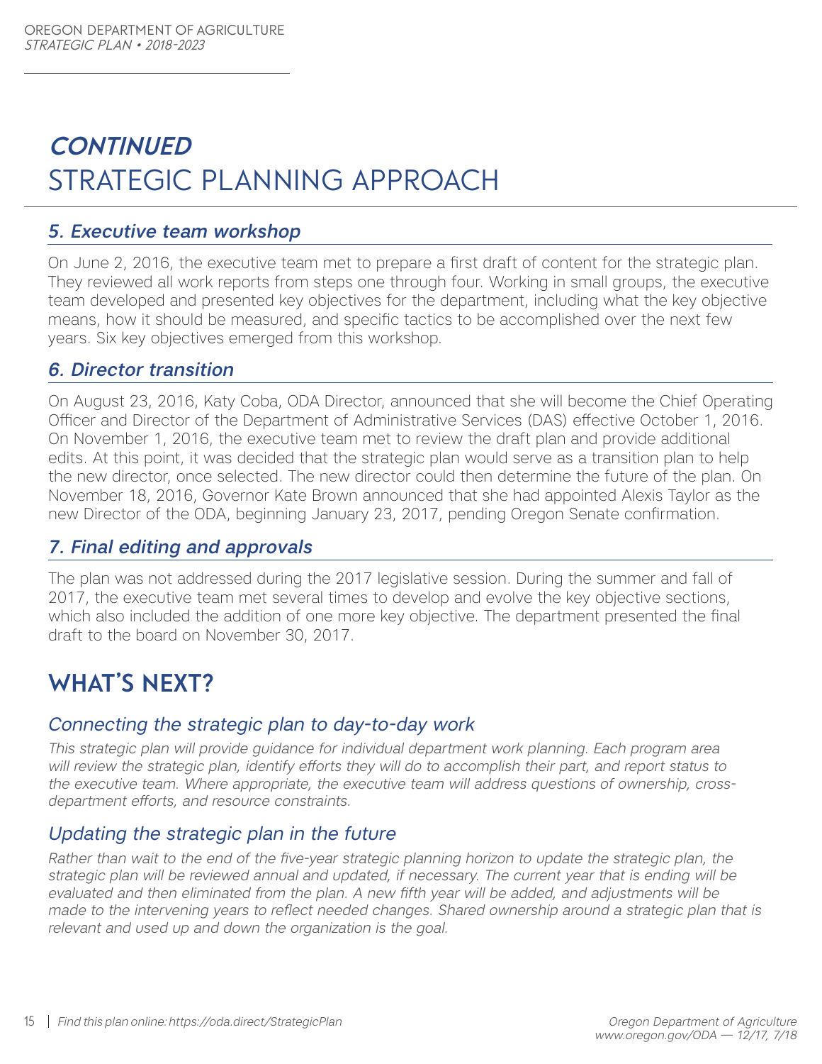# *CONTINUED* STRATEGIC PLANNING APPROACH

### *5. Executive team workshop*

On June 2, 2016, the executive team met to prepare a first draft of content for the strategic plan. They reviewed all work reports from steps one through four. Working in small groups, the executive team developed and presented key objectives for the department, including what the key objective means, how it should be measured, and specific tactics to be accomplished over the next few years. Six key objectives emerged from this workshop.

### *6. Director transition*

On August 23, 2016, Katy Coba, ODA Director, announced that she will become the Chief Operating Officer and Director of the Department of Administrative Services (DAS) effective October 1, 2016. On November 1, 2016, the executive team met to review the draft plan and provide additional edits. At this point, it was decided that the strategic plan would serve as a transition plan to help the new director, once selected. The new director could then determine the future of the plan. On November 18, 2016, Governor Kate Brown announced that she had appointed Alexis Taylor as the new Director of the ODA, beginning January 23, 2017, pending Oregon Senate confirmation.

### *7. Final editing and approvals*

The plan was not addressed during the 2017 legislative session. During the summer and fall of 2017, the executive team met several times to develop and evolve the key objective sections, which also included the addition of one more key objective. The department presented the final draft to the board on November 30, 2017.

## WHAT'S NEXT?

### *Connecting the strategic plan to day-to-day work*

*This strategic plan will provide guidance for individual department work planning. Each program area will review the strategic plan, identify efforts they will do to accomplish their part, and report status to the executive team. Where appropriate, the executive team will address questions of ownership, cross-department efforts, and resource constraints.*

### *Updating the strategic plan in the future*

*Rather than wait to the end of the five-year strategic planning horizon to update the strategic plan, the strategic plan will be reviewed annual and updated, if necessary. The current year that is ending will be evaluated and then eliminated from the plan. A new fifth year will be added, and adjustments will be made to the intervening years to reflect needed changes. Shared ownership around a strategic plan that is relevant and used up and down the organization is the goal.*